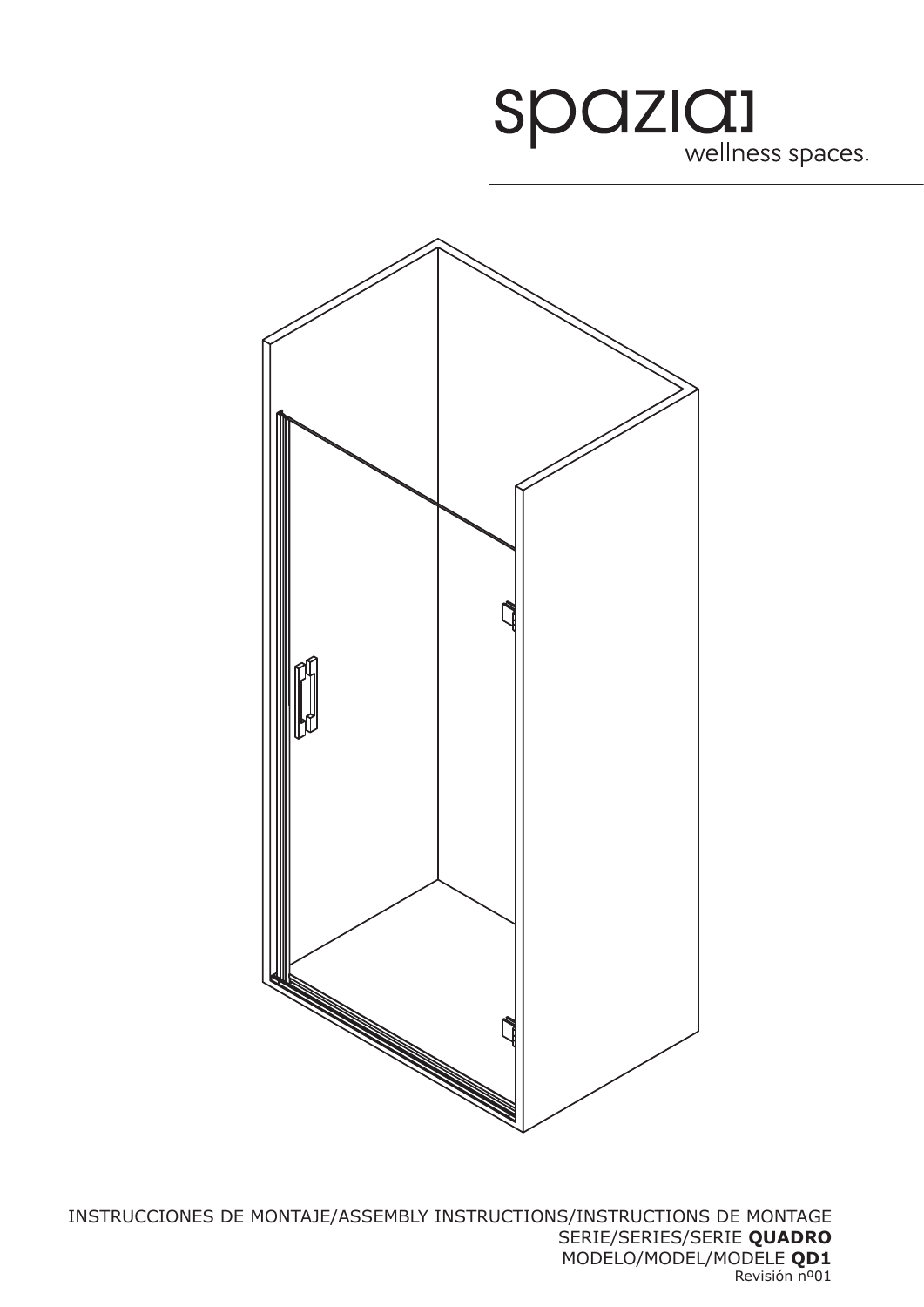spazia

wellness spaces.

INSTRUCCIONES DE MONTAJE/ASSEMBLY INSTRUCTIONS/INSTRUCTIONS DE MONTAGE

SERIE/SERIES/SERIE **QUADRO**

MODELO/MODEL/MODELE **QD1**

Revisión nº01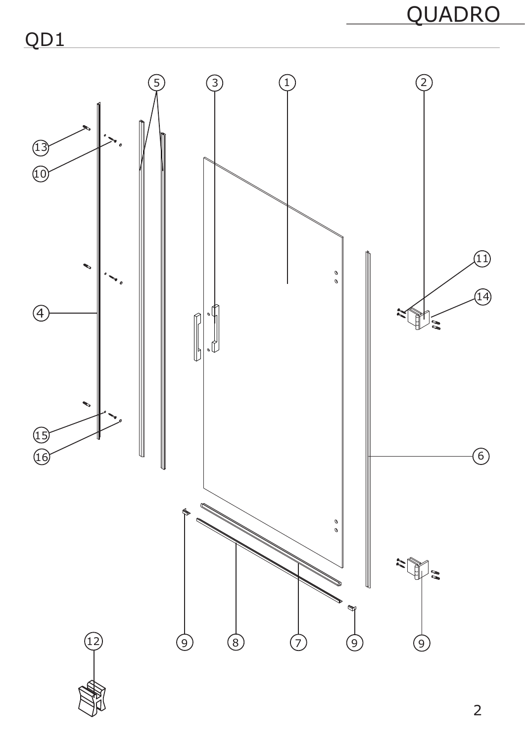# QUADRO

## QD1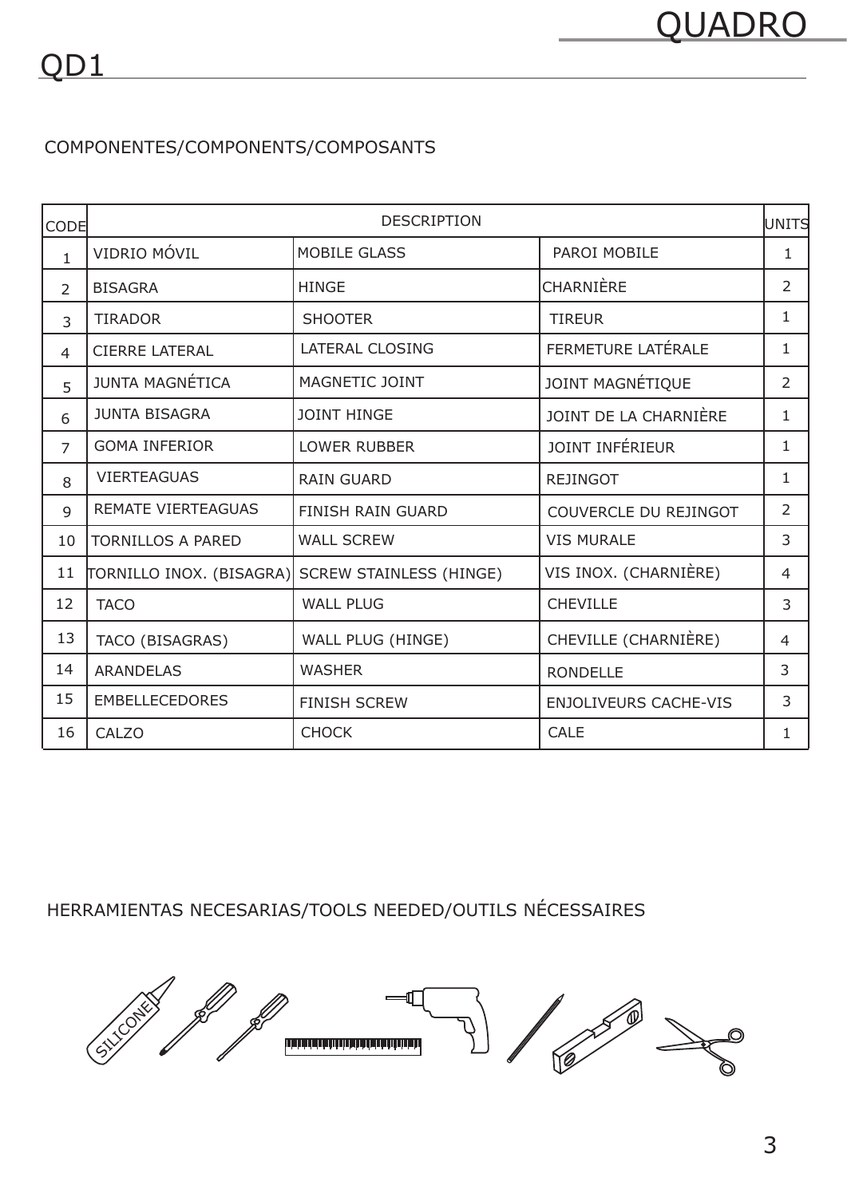# QD1

## COMPONENTES/COMPONENTS/COMPOSANTS

| CODE | DESCRIPTION | | | UNITS |
|---|---|---|---|---|
| 1 | VIDRIO MÓVIL | MOBILE GLASS | PAROI MOBILE | 1 |
| 2 | BISAGRA | HINGE | CHARNIÈRE | 2 |
| 3 | TIRADOR | SHOOTER | TIREUR | 1 |
| 4 | CIERRE LATERAL | LATERAL CLOSING | FERMETURE LATÉRALE | 1 |
| 5 | JUNTA MAGNÉTICA | MAGNETIC JOINT | JOINT MAGNÉTIQUE | 2 |
| 6 | JUNTA BISAGRA | JOINT HINGE | JOINT DE LA CHARNIÈRE | 1 |
| 7 | GOMA INFERIOR | LOWER RUBBER | JOINT INFÉRIEUR | 1 |
| 8 | VIERTEAGUAS | RAIN GUARD | REJINGOT | 1 |
| 9 | REMATE VIERTEAGUAS | FINISH RAIN GUARD | COUVERCLE DU REJINGOT | 2 |
| 10 | TORNILLOS A PARED | WALL SCREW | VIS MURALE | 3 |
| 11 | TORNILLO INOX. (BISAGRA) | SCREW STAINLESS (HINGE) | VIS INOX. (CHARNIÈRE) | 4 |
| 12 | TACO | WALL PLUG | CHEVILLE | 3 |
| 13 | TACO (BISAGRAS) | WALL PLUG (HINGE) | CHEVILLE (CHARNIÈRE) | 4 |
| 14 | ARANDELAS | WASHER | RONDELLE | 3 |
| 15 | EMBELLECEDORES | FINISH SCREW | ENJOLIVEURS CACHE-VIS | 3 |
| 16 | CALZO | CHOCK | CALE | 1 |

## HERRAMIENTAS NECESARIAS/TOOLS NEEDED/OUTILS NÉCESSAIRES

SILICONE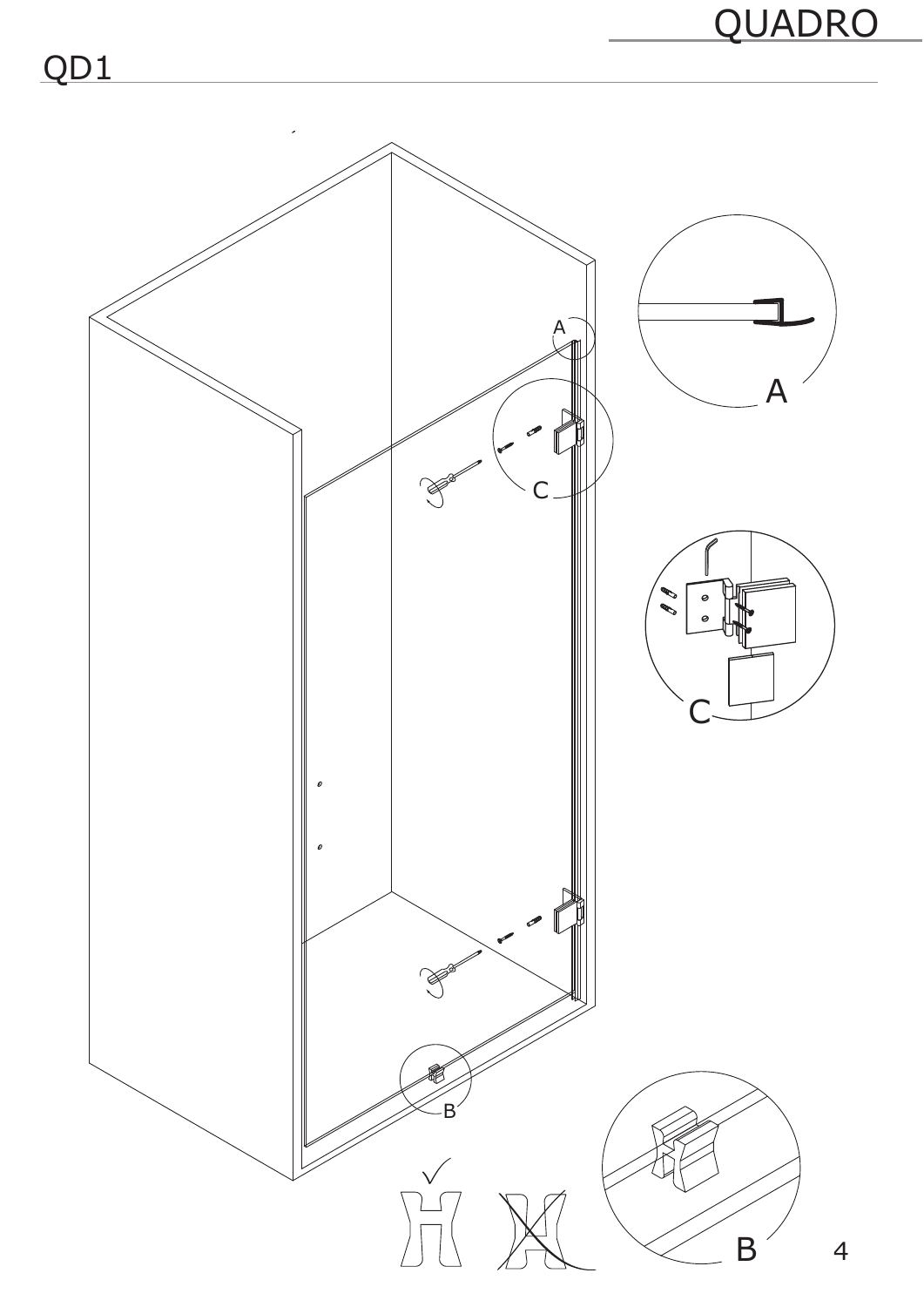QD1

A

C

B

A

C

B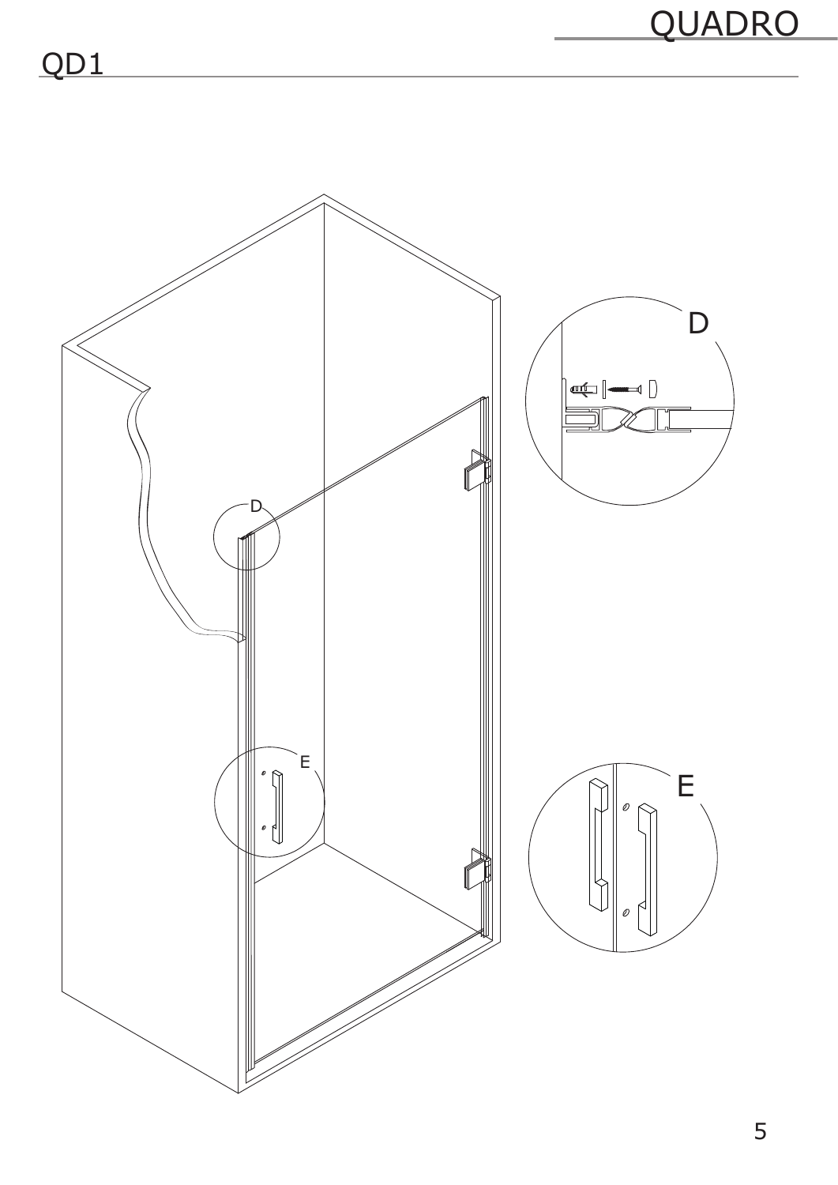# QUADRO

## QD1

D

E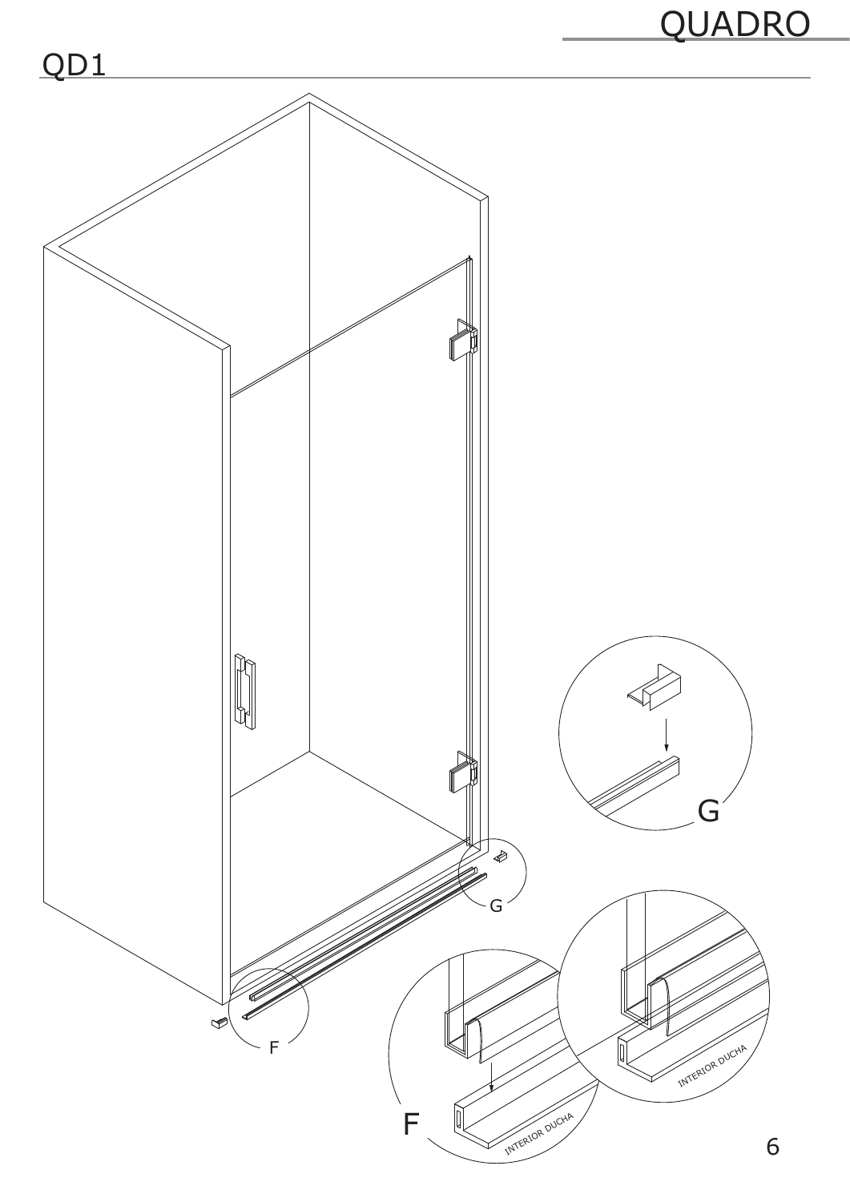QUADRO

QD1

G

G

F

F

INTERIOR DUCHA

INTERIOR DUCHA